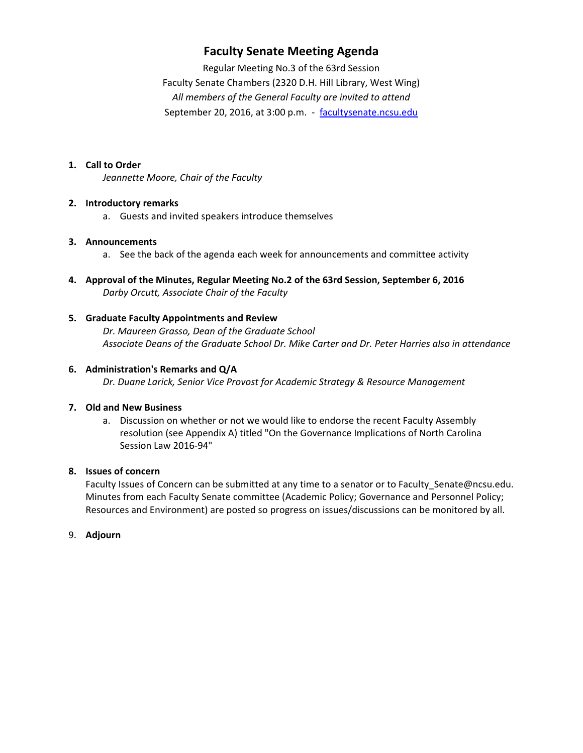# Faculty Senate Meeting Agenda

Regular Meeting No.3 of the 63rd Session
Faculty Senate Chambers (2320 D.H. Hill Library, West Wing)
*All members of the General Faculty are invited to attend*
September 20, 2016, at 3:00 p.m. - facultysenate.ncsu.edu

1. **Call to Order**
   *Jeannette Moore, Chair of the Faculty*

2. **Introductory remarks**
   a. Guests and invited speakers introduce themselves

3. **Announcements**
   a. See the back of the agenda each week for announcements and committee activity

4. **Approval of the Minutes, Regular Meeting No.2 of the 63rd Session, September 6, 2016**
   *Darby Orcutt, Associate Chair of the Faculty*

5. **Graduate Faculty Appointments and Review**
   *Dr. Maureen Grasso, Dean of the Graduate School*
   *Associate Deans of the Graduate School Dr. Mike Carter and Dr. Peter Harries also in attendance*

6. **Administration's Remarks and Q/A**
   *Dr. Duane Larick, Senior Vice Provost for Academic Strategy & Resource Management*

7. **Old and New Business**
   a. Discussion on whether or not we would like to endorse the recent Faculty Assembly resolution (see Appendix A) titled "On the Governance Implications of North Carolina Session Law 2016-94"

8. **Issues of concern**
   Faculty Issues of Concern can be submitted at any time to a senator or to Faculty_Senate@ncsu.edu. Minutes from each Faculty Senate committee (Academic Policy; Governance and Personnel Policy; Resources and Environment) are posted so progress on issues/discussions can be monitored by all.

9. **Adjourn**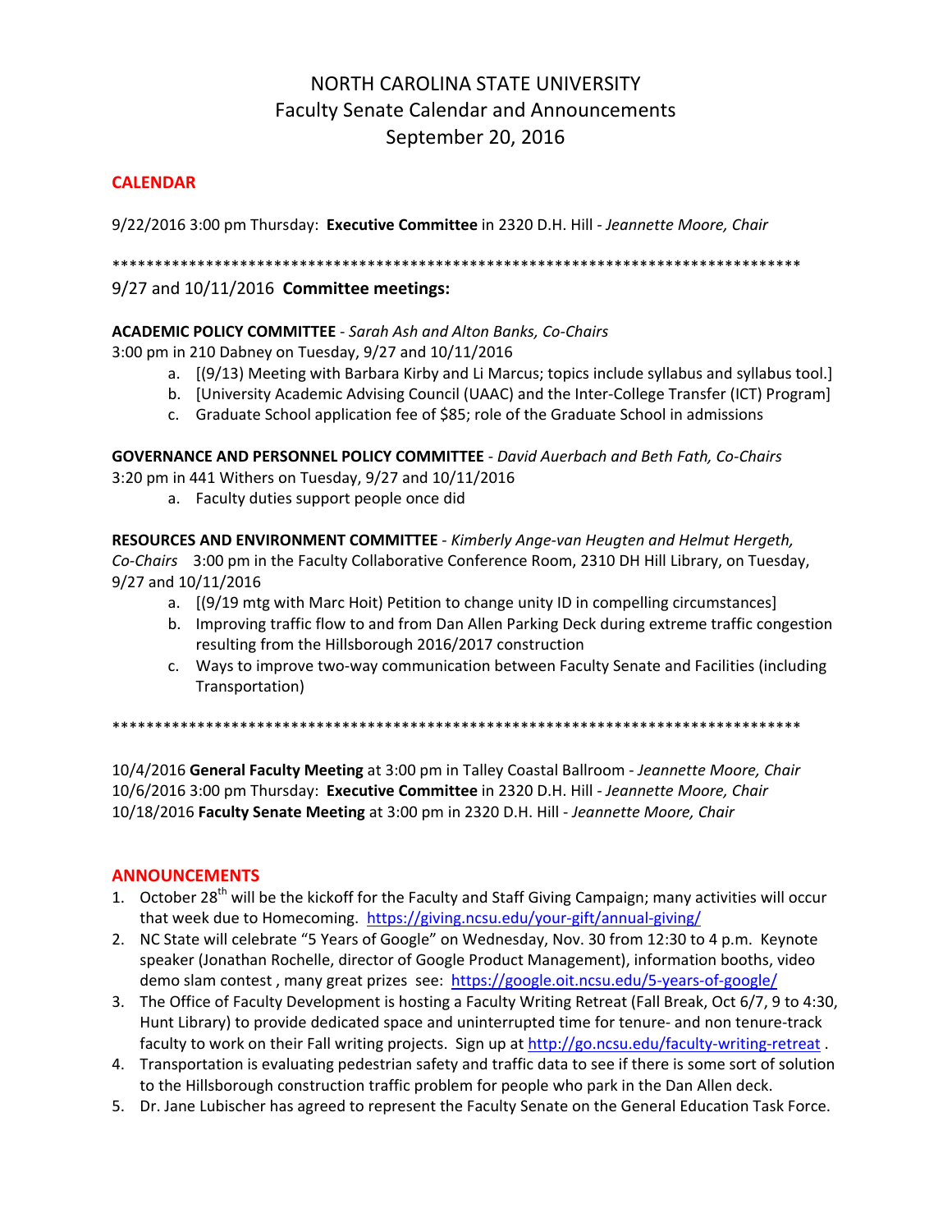# NORTH CAROLINA STATE UNIVERSITY
## Faculty Senate Calendar and Announcements
## September 20, 2016

### CALENDAR

9/22/2016 3:00 pm Thursday: **Executive Committee** in 2320 D.H. Hill - *Jeannette Moore, Chair*

**********************************************************************************

9/27 and 10/11/2016 **Committee meetings:**

**ACADEMIC POLICY COMMITTEE** - *Sarah Ash and Alton Banks, Co-Chairs*
3:00 pm in 210 Dabney on Tuesday, 9/27 and 10/11/2016

a. [(9/13) Meeting with Barbara Kirby and Li Marcus; topics include syllabus and syllabus tool.]
b. [University Academic Advising Council (UAAC) and the Inter-College Transfer (ICT) Program]
c. Graduate School application fee of $85; role of the Graduate School in admissions

**GOVERNANCE AND PERSONNEL POLICY COMMITTEE** - *David Auerbach and Beth Fath, Co-Chairs*
3:20 pm in 441 Withers on Tuesday, 9/27 and 10/11/2016

a. Faculty duties support people once did

**RESOURCES AND ENVIRONMENT COMMITTEE** - *Kimberly Ange-van Heugten and Helmut Hergeth, Co-Chairs* 3:00 pm in the Faculty Collaborative Conference Room, 2310 DH Hill Library, on Tuesday, 9/27 and 10/11/2016

a. [(9/19 mtg with Marc Hoit) Petition to change unity ID in compelling circumstances]
b. Improving traffic flow to and from Dan Allen Parking Deck during extreme traffic congestion resulting from the Hillsborough 2016/2017 construction
c. Ways to improve two-way communication between Faculty Senate and Facilities (including Transportation)

**********************************************************************************

10/4/2016 **General Faculty Meeting** at 3:00 pm in Talley Coastal Ballroom - *Jeannette Moore, Chair*
10/6/2016 3:00 pm Thursday: **Executive Committee** in 2320 D.H. Hill - *Jeannette Moore, Chair*
10/18/2016 **Faculty Senate Meeting** at 3:00 pm in 2320 D.H. Hill - *Jeannette Moore, Chair*

### ANNOUNCEMENTS

1. October 28th will be the kickoff for the Faculty and Staff Giving Campaign; many activities will occur that week due to Homecoming. https://giving.ncsu.edu/your-gift/annual-giving/
2. NC State will celebrate "5 Years of Google" on Wednesday, Nov. 30 from 12:30 to 4 p.m. Keynote speaker (Jonathan Rochelle, director of Google Product Management), information booths, video demo slam contest , many great prizes see: https://google.oit.ncsu.edu/5-years-of-google/
3. The Office of Faculty Development is hosting a Faculty Writing Retreat (Fall Break, Oct 6/7, 9 to 4:30, Hunt Library) to provide dedicated space and uninterrupted time for tenure- and non tenure-track faculty to work on their Fall writing projects. Sign up at http://go.ncsu.edu/faculty-writing-retreat .
4. Transportation is evaluating pedestrian safety and traffic data to see if there is some sort of solution to the Hillsborough construction traffic problem for people who park in the Dan Allen deck.
5. Dr. Jane Lubischer has agreed to represent the Faculty Senate on the General Education Task Force.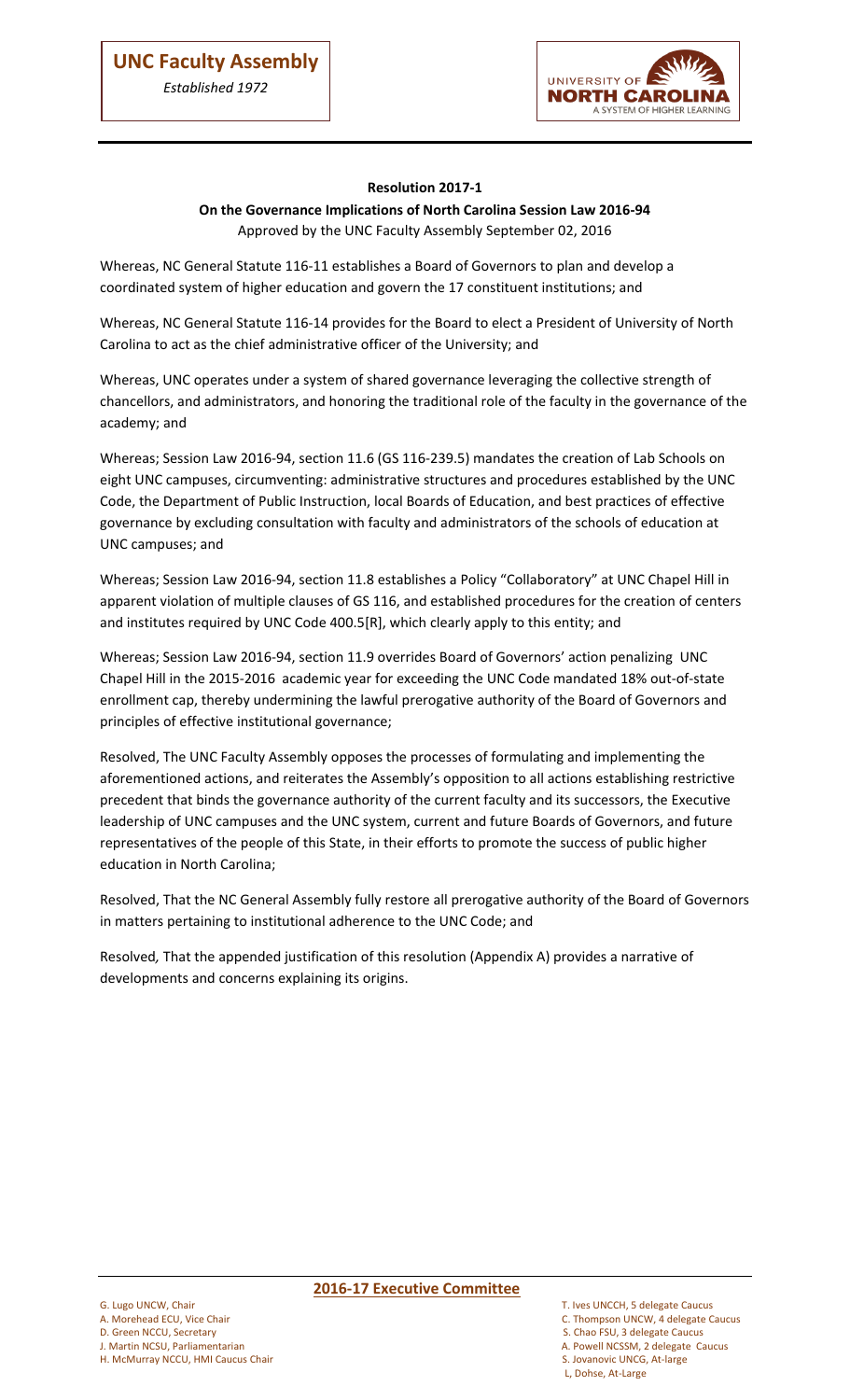**UNC Faculty Assembly**

*Established 1972*

**Resolution 2017-1**

**On the Governance Implications of North Carolina Session Law 2016-94**

Approved by the UNC Faculty Assembly September 02, 2016

Whereas, NC General Statute 116-11 establishes a Board of Governors to plan and develop a coordinated system of higher education and govern the 17 constituent institutions; and

Whereas, NC General Statute 116-14 provides for the Board to elect a President of University of North Carolina to act as the chief administrative officer of the University; and

Whereas, UNC operates under a system of shared governance leveraging the collective strength of chancellors, and administrators, and honoring the traditional role of the faculty in the governance of the academy; and

Whereas; Session Law 2016-94, section 11.6 (GS 116-239.5) mandates the creation of Lab Schools on eight UNC campuses, circumventing: administrative structures and procedures established by the UNC Code, the Department of Public Instruction, local Boards of Education, and best practices of effective governance by excluding consultation with faculty and administrators of the schools of education at UNC campuses; and

Whereas; Session Law 2016-94, section 11.8 establishes a Policy "Collaboratory" at UNC Chapel Hill in apparent violation of multiple clauses of GS 116, and established procedures for the creation of centers and institutes required by UNC Code 400.5[R], which clearly apply to this entity; and

Whereas; Session Law 2016-94, section 11.9 overrides Board of Governors' action penalizing UNC Chapel Hill in the 2015-2016 academic year for exceeding the UNC Code mandated 18% out-of-state enrollment cap, thereby undermining the lawful prerogative authority of the Board of Governors and principles of effective institutional governance;

Resolved, The UNC Faculty Assembly opposes the processes of formulating and implementing the aforementioned actions, and reiterates the Assembly's opposition to all actions establishing restrictive precedent that binds the governance authority of the current faculty and its successors, the Executive leadership of UNC campuses and the UNC system, current and future Boards of Governors, and future representatives of the people of this State, in their efforts to promote the success of public higher education in North Carolina;

Resolved, That the NC General Assembly fully restore all prerogative authority of the Board of Governors in matters pertaining to institutional adherence to the UNC Code; and

Resolved*,* That the appended justification of this resolution (Appendix A) provides a narrative of developments and concerns explaining its origins.

**2016-17 Executive Committee**

G. Lugo UNCW, Chair
A. Morehead ECU, Vice Chair
D. Green NCCU, Secretary
J. Martin NCSU, Parliamentarian
H. McMurray NCCU, HMI Caucus Chair

T. Ives UNCCH, 5 delegate Caucus
C. Thompson UNCW, 4 delegate Caucus
S. Chao FSU, 3 delegate Caucus
A. Powell NCSSM, 2 delegate Caucus
S. Jovanovic UNCG, At-large
L, Dohse, At-Large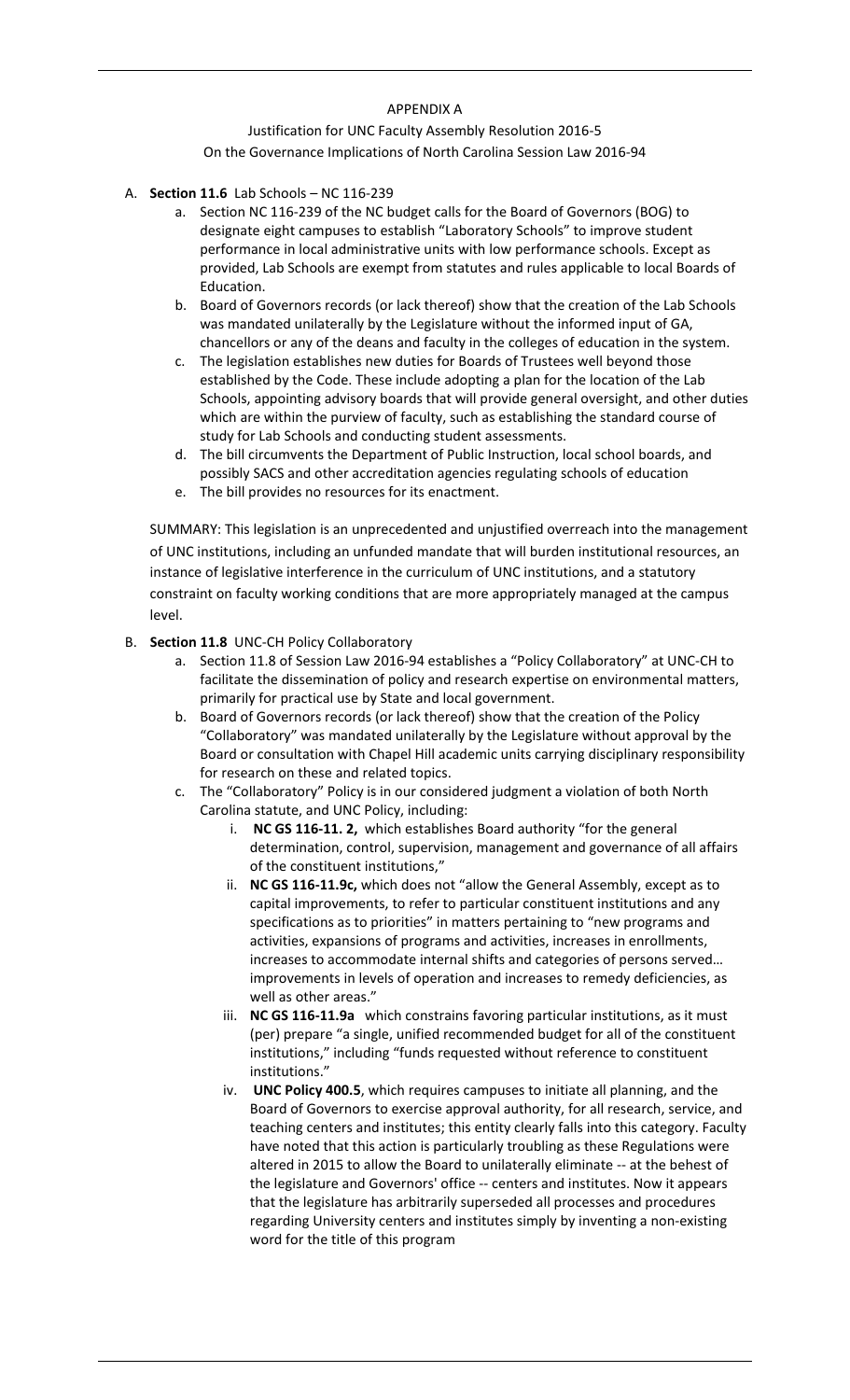APPENDIX A

Justification for UNC Faculty Assembly Resolution 2016-5

On the Governance Implications of North Carolina Session Law 2016-94

A. **Section 11.6** Lab Schools – NC 116-239
   a. Section NC 116-239 of the NC budget calls for the Board of Governors (BOG) to designate eight campuses to establish "Laboratory Schools" to improve student performance in local administrative units with low performance schools. Except as provided, Lab Schools are exempt from statutes and rules applicable to local Boards of Education.
   b. Board of Governors records (or lack thereof) show that the creation of the Lab Schools was mandated unilaterally by the Legislature without the informed input of GA, chancellors or any of the deans and faculty in the colleges of education in the system.
   c. The legislation establishes new duties for Boards of Trustees well beyond those established by the Code. These include adopting a plan for the location of the Lab Schools, appointing advisory boards that will provide general oversight, and other duties which are within the purview of faculty, such as establishing the standard course of study for Lab Schools and conducting student assessments.
   d. The bill circumvents the Department of Public Instruction, local school boards, and possibly SACS and other accreditation agencies regulating schools of education
   e. The bill provides no resources for its enactment.

   SUMMARY: This legislation is an unprecedented and unjustified overreach into the management of UNC institutions, including an unfunded mandate that will burden institutional resources, an instance of legislative interference in the curriculum of UNC institutions, and a statutory constraint on faculty working conditions that are more appropriately managed at the campus level.

B. **Section 11.8** UNC-CH Policy Collaboratory
   a. Section 11.8 of Session Law 2016-94 establishes a "Policy Collaboratory" at UNC-CH to facilitate the dissemination of policy and research expertise on environmental matters, primarily for practical use by State and local government.
   b. Board of Governors records (or lack thereof) show that the creation of the Policy "Collaboratory" was mandated unilaterally by the Legislature without approval by the Board or consultation with Chapel Hill academic units carrying disciplinary responsibility for research on these and related topics.
   c. The "Collaboratory" Policy is in our considered judgment a violation of both North Carolina statute, and UNC Policy, including:
      i. **NC GS 116-11. 2,** which establishes Board authority "for the general determination, control, supervision, management and governance of all affairs of the constituent institutions,"
      ii. **NC GS 116-11.9c,** which does not "allow the General Assembly, except as to capital improvements, to refer to particular constituent institutions and any specifications as to priorities" in matters pertaining to "new programs and activities, expansions of programs and activities, increases in enrollments, increases to accommodate internal shifts and categories of persons served… improvements in levels of operation and increases to remedy deficiencies, as well as other areas."
      iii. **NC GS 116-11.9a** which constrains favoring particular institutions, as it must (per) prepare "a single, unified recommended budget for all of the constituent institutions," including "funds requested without reference to constituent institutions."
      iv. **UNC Policy 400.5**, which requires campuses to initiate all planning, and the Board of Governors to exercise approval authority, for all research, service, and teaching centers and institutes; this entity clearly falls into this category. Faculty have noted that this action is particularly troubling as these Regulations were altered in 2015 to allow the Board to unilaterally eliminate -- at the behest of the legislature and Governors' office -- centers and institutes. Now it appears that the legislature has arbitrarily superseded all processes and procedures regarding University centers and institutes simply by inventing a non-existing word for the title of this program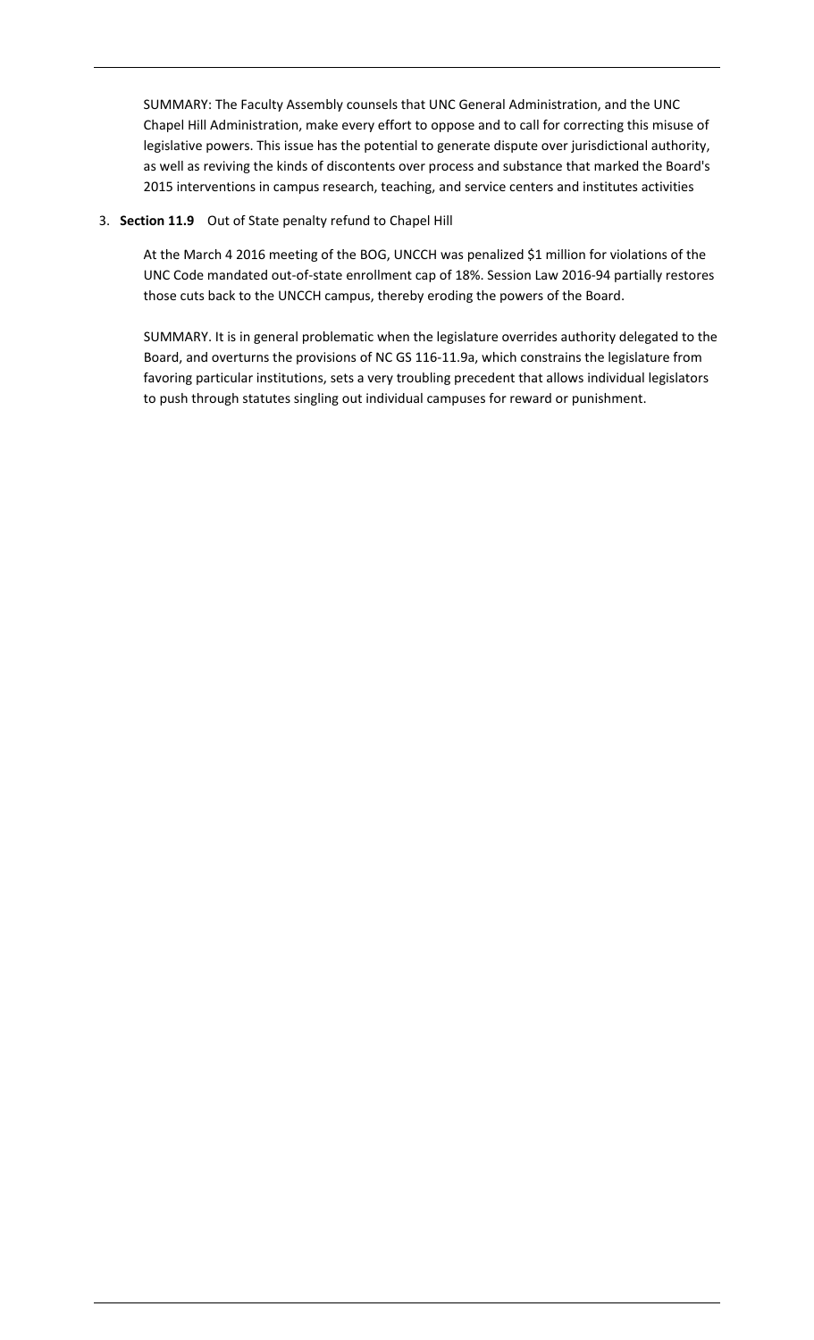SUMMARY: The Faculty Assembly counsels that UNC General Administration, and the UNC Chapel Hill Administration, make every effort to oppose and to call for correcting this misuse of legislative powers. This issue has the potential to generate dispute over jurisdictional authority, as well as reviving the kinds of discontents over process and substance that marked the Board's 2015 interventions in campus research, teaching, and service centers and institutes activities

3. **Section 11.9** Out of State penalty refund to Chapel Hill

   At the March 4 2016 meeting of the BOG, UNCCH was penalized $1 million for violations of the UNC Code mandated out-of-state enrollment cap of 18%. Session Law 2016-94 partially restores those cuts back to the UNCCH campus, thereby eroding the powers of the Board.

   SUMMARY. It is in general problematic when the legislature overrides authority delegated to the Board, and overturns the provisions of NC GS 116-11.9a, which constrains the legislature from favoring particular institutions, sets a very troubling precedent that allows individual legislators to push through statutes singling out individual campuses for reward or punishment.